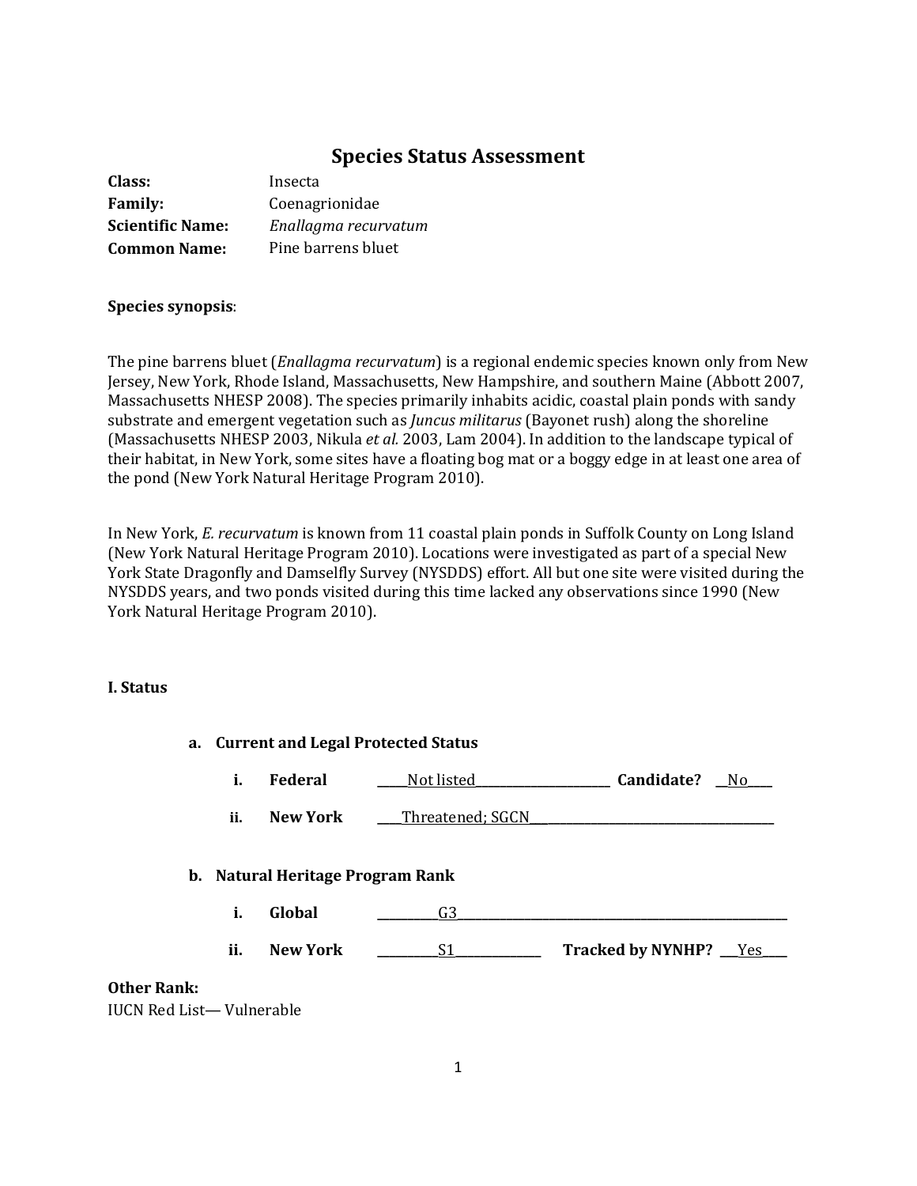# Species Status Assessment

**Class:** Insecta
**Family:** Coenagrionidae
**Scientific Name:** *Enallagma recurvatum*
**Common Name:** Pine barrens bluet

**Species synopsis**:

The pine barrens bluet (*Enallagma recurvatum*) is a regional endemic species known only from New Jersey, New York, Rhode Island, Massachusetts, New Hampshire, and southern Maine (Abbott 2007, Massachusetts NHESP 2008). The species primarily inhabits acidic, coastal plain ponds with sandy substrate and emergent vegetation such as *Juncus militarus* (Bayonet rush) along the shoreline (Massachusetts NHESP 2003, Nikula *et al.* 2003, Lam 2004). In addition to the landscape typical of their habitat, in New York, some sites have a floating bog mat or a boggy edge in at least one area of the pond (New York Natural Heritage Program 2010).

In New York, *E. recurvatum* is known from 11 coastal plain ponds in Suffolk County on Long Island (New York Natural Heritage Program 2010). Locations were investigated as part of a special New York State Dragonfly and Damselfly Survey (NYSDDS) effort. All but one site were visited during the NYSDDS years, and two ponds visited during this time lacked any observations since 1990 (New York Natural Heritage Program 2010).

**I. Status**

**a. Current and Legal Protected Status**

**i. Federal** _____Not listed_____ **Candidate?** __No__

**ii. New York** ____Threatened; SGCN____

**b. Natural Heritage Program Rank**

**i. Global** _____G3_____

**ii. New York** _____S1_____ **Tracked by NYNHP?** ___Yes___

**Other Rank:**
IUCN Red List— Vulnerable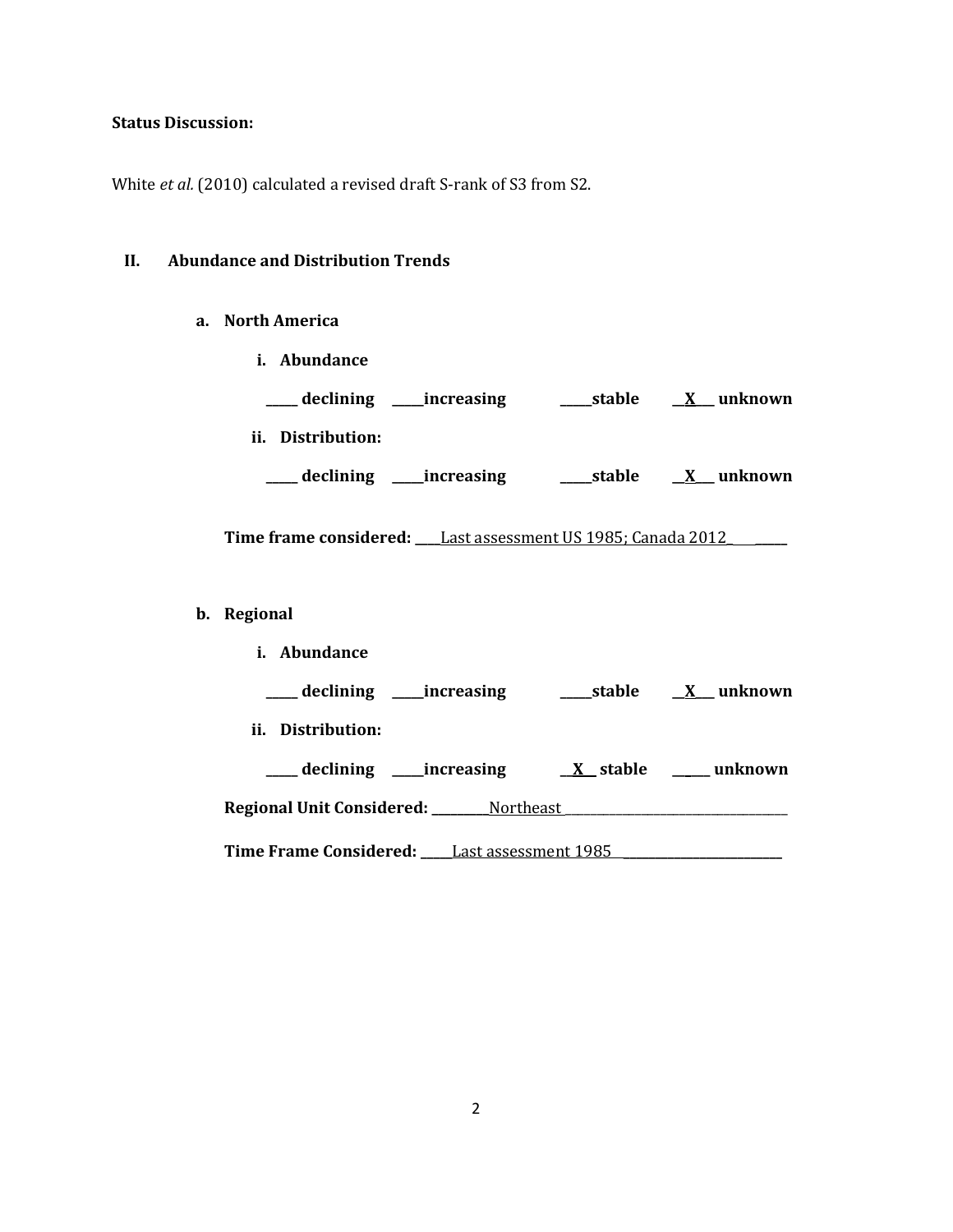**Status Discussion:**

White *et al.* (2010) calculated a revised draft S-rank of S3 from S2.

## II. Abundance and Distribution Trends

### a. North America

**i. Abundance**

**_____ declining _____increasing _____stable \_\_X\_\_\_ unknown**

**ii. Distribution:**

**_____ declining _____increasing _____stable \_\_X\_\_\_ unknown**

**Time frame considered:** ____Last assessment US 1985; Canada 2012_______

### b. Regional

**i. Abundance**

**_____ declining _____increasing _____stable \_\_X\_\_\_ unknown**

**ii. Distribution:**

**_____ declining _____increasing \_\_X\_\_ stable _____ unknown**

**Regional Unit Considered:** _________Northeast_________________________________

**Time Frame Considered:** _____Last assessment 1985 _________________________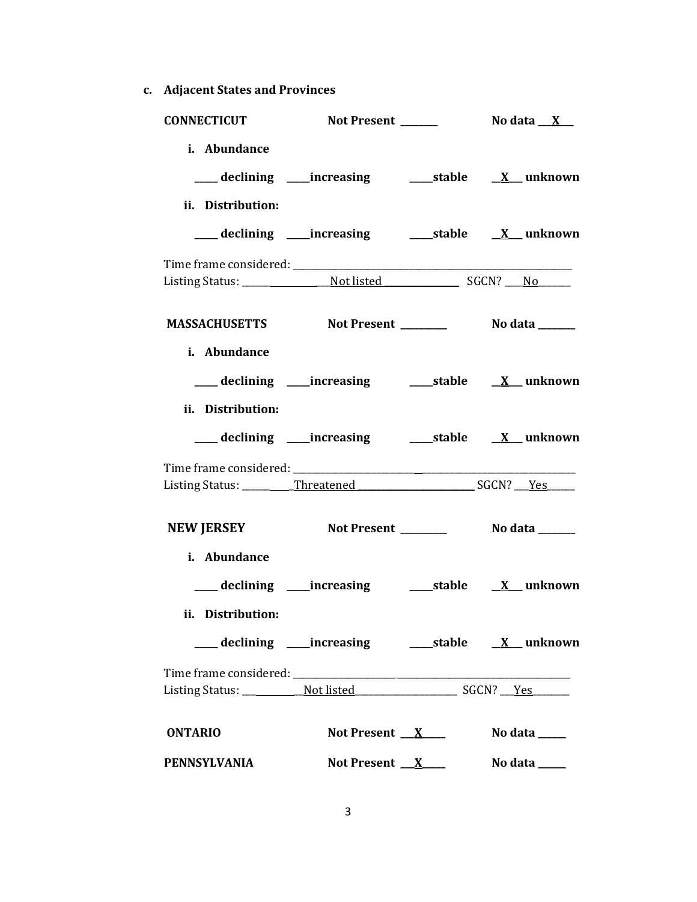**c. Adjacent States and Provinces**

**CONNECTICUT** **Not Present** _______ **No data** __X__

**i. Abundance**

____ declining ____increasing ____stable __X__ unknown

**ii. Distribution:**

____ declining ____increasing ____stable __X__ unknown

Time frame considered: ___________________________________________

Listing Status: _________Not listed _____________ SGCN? ___No______

**MASSACHUSETTS** **Not Present** ________ **No data** _______

**i. Abundance**

____ declining ____increasing ____stable __X__ unknown

**ii. Distribution:**

____ declining ____increasing ____stable __X__ unknown

Time frame considered: ___________________________________________

Listing Status: _______Threatened ___________________ SGCN? ___Yes_____

**NEW JERSEY** **Not Present** ________ **No data** _______

**i. Abundance**

____ declining ____increasing ____stable __X__ unknown

**ii. Distribution:**

____ declining ____increasing ____stable __X__ unknown

Time frame considered: ___________________________________________

Listing Status: _________Not listed_______________ SGCN? ___Yes_______

**ONTARIO** **Not Present** __X____ **No data** _____

**PENNSYLVANIA** **Not Present** __X____ **No data** _____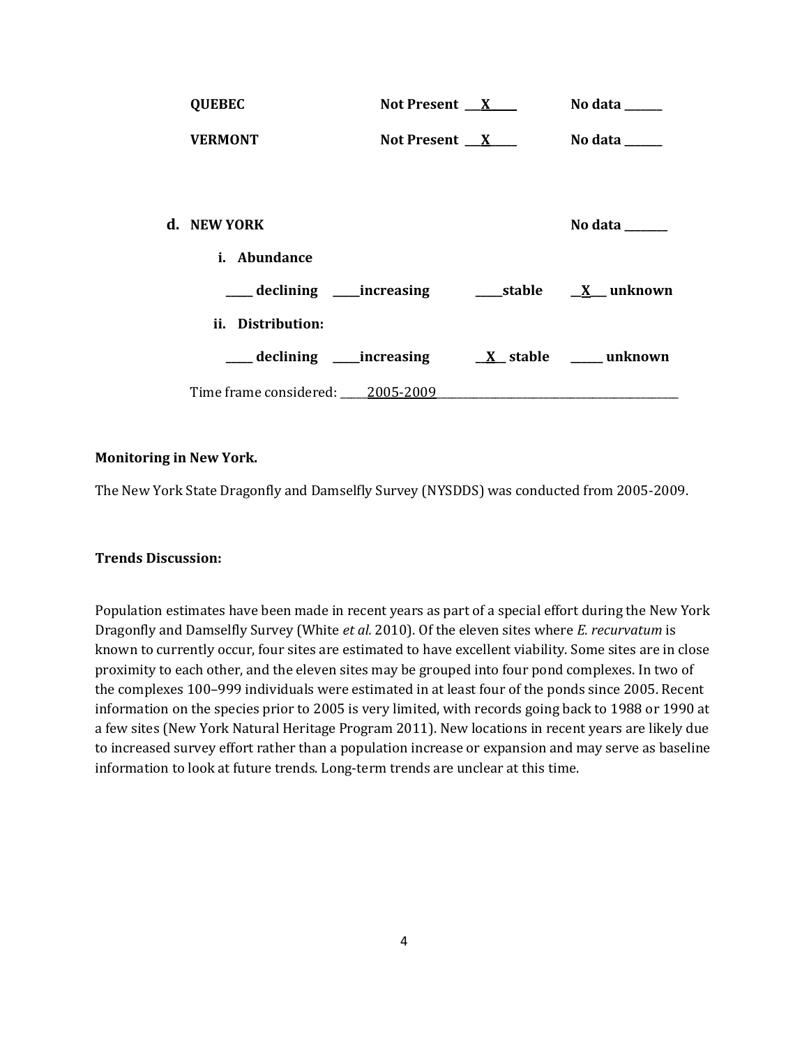**QUEBEC** Not Present __X__ No data ______

**VERMONT** Not Present __X__ No data ______

**d. NEW YORK** No data ______

**i. Abundance**

_____ declining _____increasing _____stable __X__ unknown

**ii. Distribution:**

_____ declining _____increasing __X__ stable _____ unknown

Time frame considered: 2005-2009

**Monitoring in New York.**

The New York State Dragonfly and Damselfly Survey (NYSDDS) was conducted from 2005-2009.

**Trends Discussion:**

Population estimates have been made in recent years as part of a special effort during the New York Dragonfly and Damselfly Survey (White *et al.* 2010). Of the eleven sites where *E. recurvatum* is known to currently occur, four sites are estimated to have excellent viability. Some sites are in close proximity to each other, and the eleven sites may be grouped into four pond complexes. In two of the complexes 100–999 individuals were estimated in at least four of the ponds since 2005. Recent information on the species prior to 2005 is very limited, with records going back to 1988 or 1990 at a few sites (New York Natural Heritage Program 2011). New locations in recent years are likely due to increased survey effort rather than a population increase or expansion and may serve as baseline information to look at future trends. Long-term trends are unclear at this time.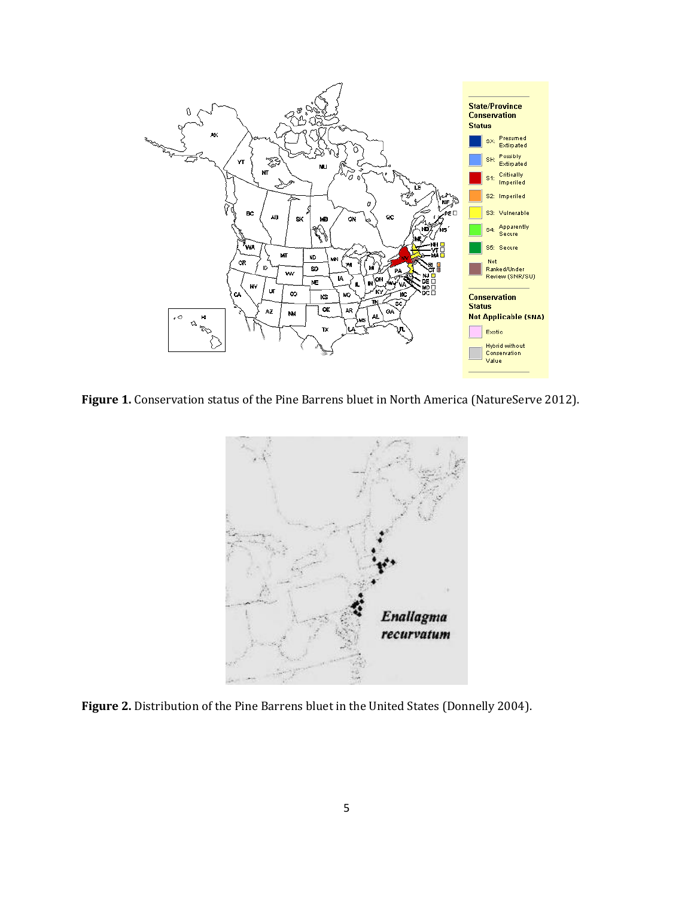State/Province Conservation Status

SX: Presumed Extirpated

SH: Possibly Extirpated

S1: Critically Imperiled

S2: Imperiled

S3: Vulnerable

S4: Apparently Secure

S5: Secure

Not Ranked/Under Review (SNR/SU)

Conservation Status Not Applicable (SNA)

Exotic

Hybrid without Conservation Value

**Figure 1.** Conservation status of the Pine Barrens bluet in North America (NatureServe 2012).

*Enallagma recurvatum*

**Figure 2.** Distribution of the Pine Barrens bluet in the United States (Donnelly 2004).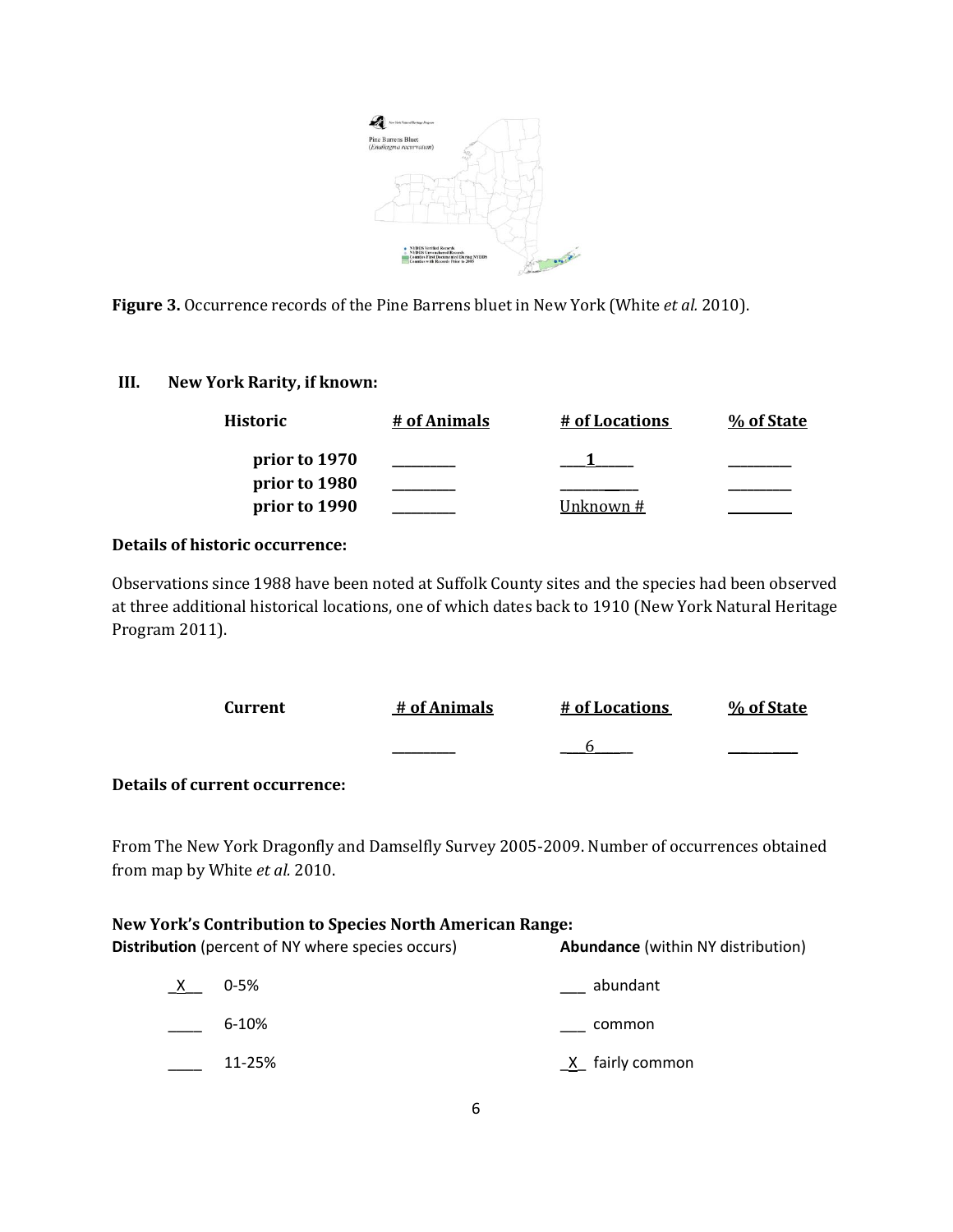**Figure 3.** Occurrence records of the Pine Barrens bluet in New York (White *et al.* 2010).

## III. New York Rarity, if known:

| Historic | # of Animals | # of Locations | % of State |
|---|---|---|---|
| prior to 1970 | ________ | ___1_____ | ________ |
| prior to 1980 | ________ | __________ | ________ |
| prior to 1990 | ________ | Unknown # | ________ |

**Details of historic occurrence:**

Observations since 1988 have been noted at Suffolk County sites and the species had been observed at three additional historical locations, one of which dates back to 1910 (New York Natural Heritage Program 2011).

| Current | # of Animals | # of Locations | % of State |
|---|---|---|---|
| | ________ | ___6_____ | ________ |

**Details of current occurrence:**

From The New York Dragonfly and Damselfly Survey 2005-2009. Number of occurrences obtained from map by White *et al.* 2010.

**New York's Contribution to Species North American Range:**

| **Distribution** (percent of NY where species occurs) | | **Abundance** (within NY distribution) |
|---|---|---|
| _X__ | 0-5% | ___ abundant |
| ____ | 6-10% | ___ common |
| ____ | 11-25% | _X_ fairly common |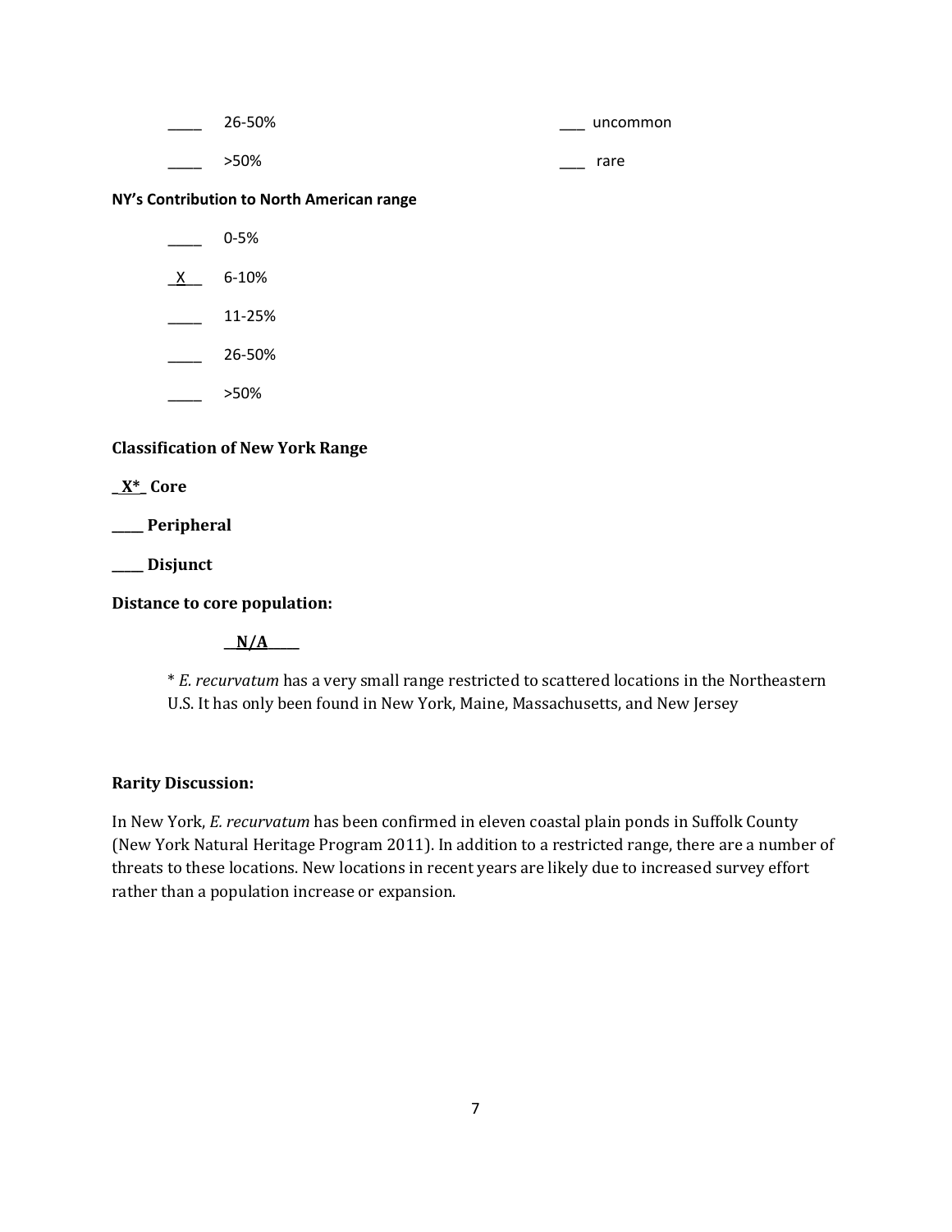____ 26-50%          ___ uncommon

____ >50%          ___ rare

**NY's Contribution to North American range**

____ 0-5%

_X__ 6-10%

____ 11-25%

____ 26-50%

____ >50%

**Classification of New York Range**

**_X*_ Core**

**____ Peripheral**

**____ Disjunct**

**Distance to core population:**

**__N/A____**

\* *E. recurvatum* has a very small range restricted to scattered locations in the Northeastern U.S. It has only been found in New York, Maine, Massachusetts, and New Jersey

**Rarity Discussion:**

In New York, *E. recurvatum* has been confirmed in eleven coastal plain ponds in Suffolk County (New York Natural Heritage Program 2011). In addition to a restricted range, there are a number of threats to these locations. New locations in recent years are likely due to increased survey effort rather than a population increase or expansion.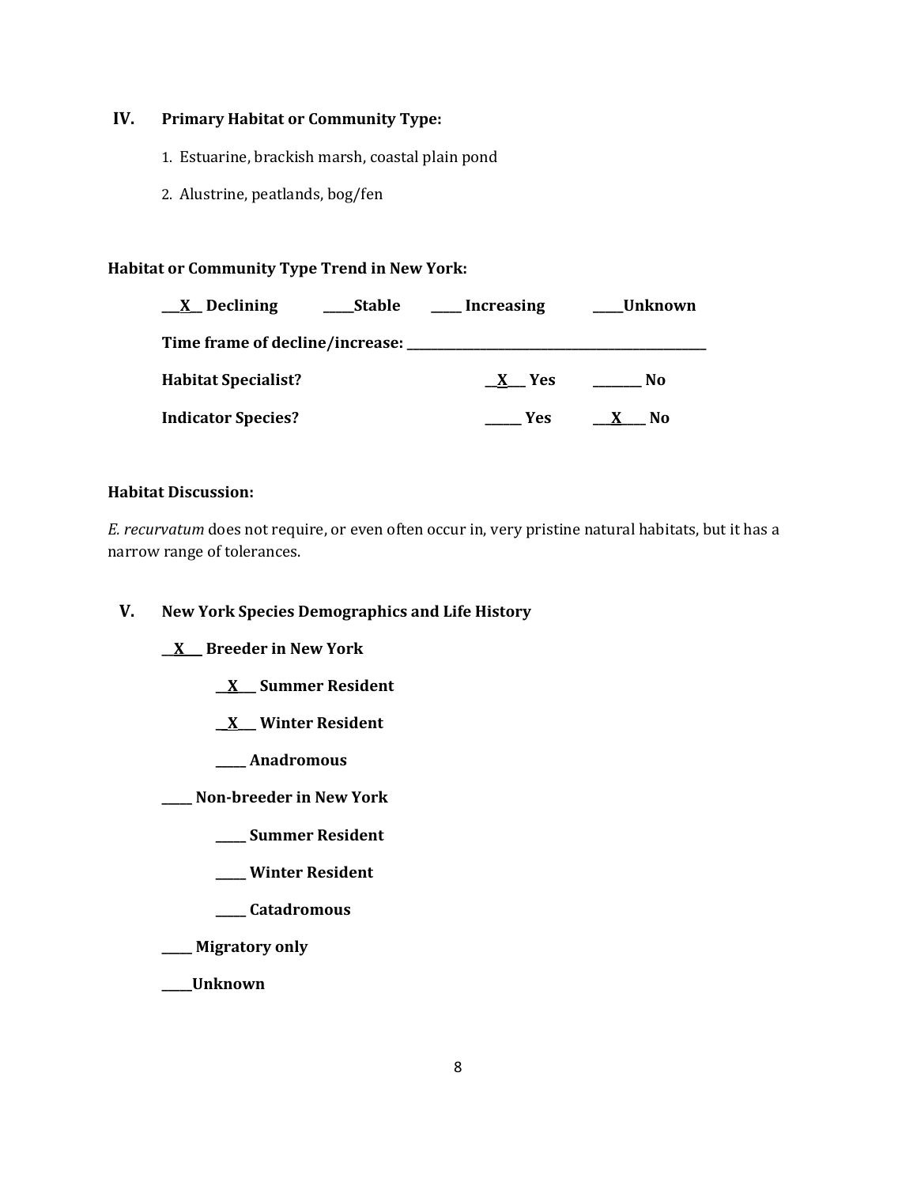## IV. Primary Habitat or Community Type:

1. Estuarine, brackish marsh, coastal plain pond
2. Alustrine, peatlands, bog/fen

**Habitat or Community Type Trend in New York:**

**\_\_X\_\_ Declining \_\_\_\_\_Stable \_\_\_\_\_ Increasing \_\_\_\_\_Unknown**

**Time frame of decline/increase: \_\_\_\_\_\_\_\_\_\_\_\_\_\_\_\_\_\_\_\_\_\_\_\_\_\_\_\_\_\_\_\_\_\_\_\_\_\_\_\_\_\_\_\_\_\_\_\_**

**Habitat Specialist? \_\_X\_\_\_ Yes \_\_\_\_\_\_\_\_ No**

**Indicator Species? \_\_\_\_\_\_ Yes \_\_\_X\_\_\_\_ No**

**Habitat Discussion:**

*E. recurvatum* does not require, or even often occur in, very pristine natural habitats, but it has a narrow range of tolerances.

## V. New York Species Demographics and Life History

**\_\_X\_\_\_ Breeder in New York**

- **\_\_X\_\_\_ Summer Resident**
- **\_\_X\_\_\_ Winter Resident**
- **\_\_\_\_\_ Anadromous**

**\_\_\_\_\_ Non-breeder in New York**

- **\_\_\_\_\_ Summer Resident**
- **\_\_\_\_\_ Winter Resident**
- **\_\_\_\_\_ Catadromous**

**\_\_\_\_\_ Migratory only**

**\_\_\_\_\_Unknown**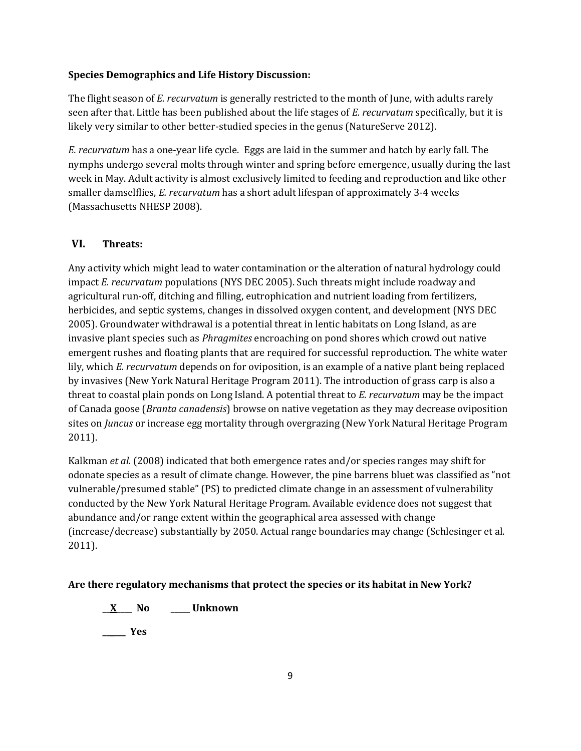**Species Demographics and Life History Discussion:**

The flight season of *E. recurvatum* is generally restricted to the month of June, with adults rarely seen after that. Little has been published about the life stages of *E. recurvatum* specifically, but it is likely very similar to other better-studied species in the genus (NatureServe 2012).

*E. recurvatum* has a one-year life cycle. Eggs are laid in the summer and hatch by early fall. The nymphs undergo several molts through winter and spring before emergence, usually during the last week in May. Adult activity is almost exclusively limited to feeding and reproduction and like other smaller damselflies, *E. recurvatum* has a short adult lifespan of approximately 3-4 weeks (Massachusetts NHESP 2008).

## VI. Threats:

Any activity which might lead to water contamination or the alteration of natural hydrology could impact *E. recurvatum* populations (NYS DEC 2005). Such threats might include roadway and agricultural run-off, ditching and filling, eutrophication and nutrient loading from fertilizers, herbicides, and septic systems, changes in dissolved oxygen content, and development (NYS DEC 2005). Groundwater withdrawal is a potential threat in lentic habitats on Long Island, as are invasive plant species such as *Phragmites* encroaching on pond shores which crowd out native emergent rushes and floating plants that are required for successful reproduction. The white water lily, which *E. recurvatum* depends on for oviposition, is an example of a native plant being replaced by invasives (New York Natural Heritage Program 2011). The introduction of grass carp is also a threat to coastal plain ponds on Long Island. A potential threat to *E. recurvatum* may be the impact of Canada goose (*Branta canadensis*) browse on native vegetation as they may decrease oviposition sites on *Juncus* or increase egg mortality through overgrazing (New York Natural Heritage Program 2011).

Kalkman *et al.* (2008) indicated that both emergence rates and/or species ranges may shift for odonate species as a result of climate change. However, the pine barrens bluet was classified as "not vulnerable/presumed stable" (PS) to predicted climate change in an assessment of vulnerability conducted by the New York Natural Heritage Program. Available evidence does not suggest that abundance and/or range extent within the geographical area assessed with change (increase/decrease) substantially by 2050. Actual range boundaries may change (Schlesinger et al. 2011).

**Are there regulatory mechanisms that protect the species or its habitat in New York?**

**\_\_X\_\_ No &nbsp;&nbsp;&nbsp;&nbsp; \_\_\_\_ Unknown**

**\_\_\_\_ Yes**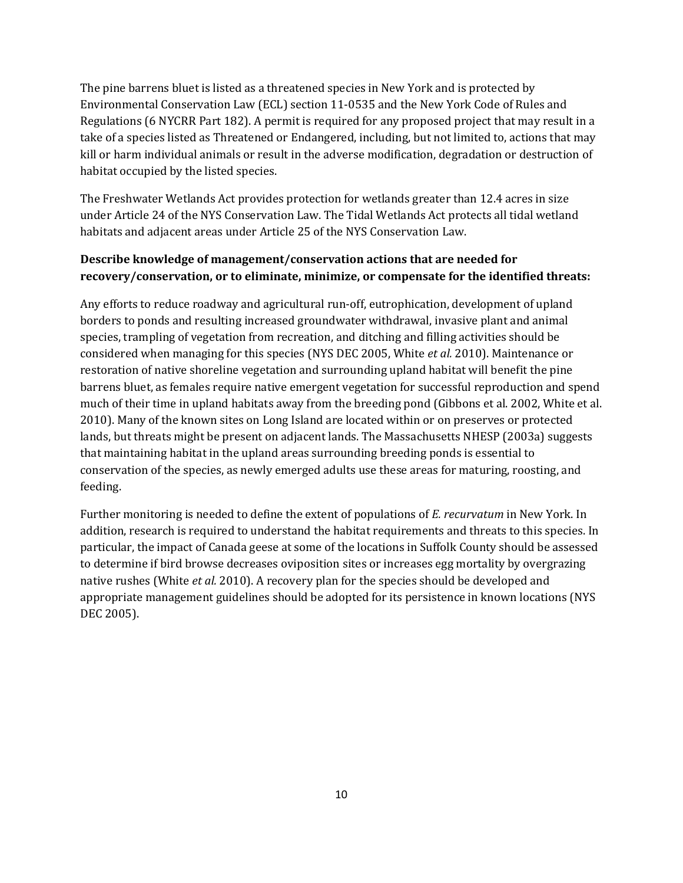The pine barrens bluet is listed as a threatened species in New York and is protected by Environmental Conservation Law (ECL) section 11-0535 and the New York Code of Rules and Regulations (6 NYCRR Part 182). A permit is required for any proposed project that may result in a take of a species listed as Threatened or Endangered, including, but not limited to, actions that may kill or harm individual animals or result in the adverse modification, degradation or destruction of habitat occupied by the listed species.

The Freshwater Wetlands Act provides protection for wetlands greater than 12.4 acres in size under Article 24 of the NYS Conservation Law. The Tidal Wetlands Act protects all tidal wetland habitats and adjacent areas under Article 25 of the NYS Conservation Law.

**Describe knowledge of management/conservation actions that are needed for recovery/conservation, or to eliminate, minimize, or compensate for the identified threats:**

Any efforts to reduce roadway and agricultural run-off, eutrophication, development of upland borders to ponds and resulting increased groundwater withdrawal, invasive plant and animal species, trampling of vegetation from recreation, and ditching and filling activities should be considered when managing for this species (NYS DEC 2005, White *et al.* 2010). Maintenance or restoration of native shoreline vegetation and surrounding upland habitat will benefit the pine barrens bluet, as females require native emergent vegetation for successful reproduction and spend much of their time in upland habitats away from the breeding pond (Gibbons et al. 2002, White et al. 2010). Many of the known sites on Long Island are located within or on preserves or protected lands, but threats might be present on adjacent lands. The Massachusetts NHESP (2003a) suggests that maintaining habitat in the upland areas surrounding breeding ponds is essential to conservation of the species, as newly emerged adults use these areas for maturing, roosting, and feeding.

Further monitoring is needed to define the extent of populations of *E. recurvatum* in New York. In addition, research is required to understand the habitat requirements and threats to this species. In particular, the impact of Canada geese at some of the locations in Suffolk County should be assessed to determine if bird browse decreases oviposition sites or increases egg mortality by overgrazing native rushes (White *et al.* 2010). A recovery plan for the species should be developed and appropriate management guidelines should be adopted for its persistence in known locations (NYS DEC 2005).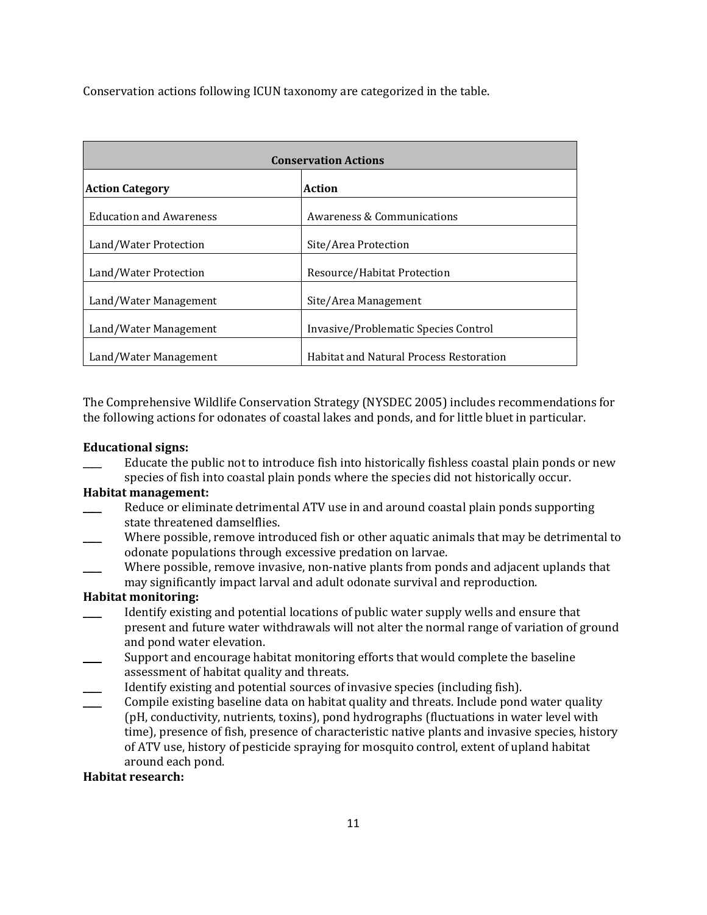Conservation actions following ICUN taxonomy are categorized in the table.

| Conservation Actions | |
|---|---|
| **Action Category** | **Action** |
| Education and Awareness | Awareness & Communications |
| Land/Water Protection | Site/Area Protection |
| Land/Water Protection | Resource/Habitat Protection |
| Land/Water Management | Site/Area Management |
| Land/Water Management | Invasive/Problematic Species Control |
| Land/Water Management | Habitat and Natural Process Restoration |

The Comprehensive Wildlife Conservation Strategy (NYSDEC 2005) includes recommendations for the following actions for odonates of coastal lakes and ponds, and for little bluet in particular.

**Educational signs:**

____ Educate the public not to introduce fish into historically fishless coastal plain ponds or new species of fish into coastal plain ponds where the species did not historically occur.

**Habitat management:**

____ Reduce or eliminate detrimental ATV use in and around coastal plain ponds supporting state threatened damselflies.

____ Where possible, remove introduced fish or other aquatic animals that may be detrimental to odonate populations through excessive predation on larvae.

____ Where possible, remove invasive, non-native plants from ponds and adjacent uplands that may significantly impact larval and adult odonate survival and reproduction.

**Habitat monitoring:**

____ Identify existing and potential locations of public water supply wells and ensure that present and future water withdrawals will not alter the normal range of variation of ground and pond water elevation.

____ Support and encourage habitat monitoring efforts that would complete the baseline assessment of habitat quality and threats.

____ Identify existing and potential sources of invasive species (including fish).

____ Compile existing baseline data on habitat quality and threats. Include pond water quality (pH, conductivity, nutrients, toxins), pond hydrographs (fluctuations in water level with time), presence of fish, presence of characteristic native plants and invasive species, history of ATV use, history of pesticide spraying for mosquito control, extent of upland habitat around each pond.

**Habitat research:**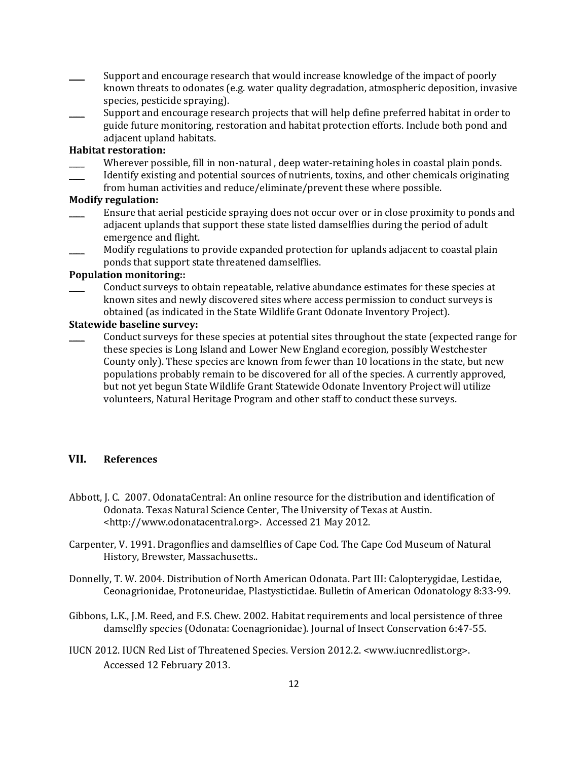____ Support and encourage research that would increase knowledge of the impact of poorly known threats to odonates (e.g. water quality degradation, atmospheric deposition, invasive species, pesticide spraying).

____ Support and encourage research projects that will help define preferred habitat in order to guide future monitoring, restoration and habitat protection efforts. Include both pond and adjacent upland habitats.

**Habitat restoration:**

____ Wherever possible, fill in non-natural , deep water-retaining holes in coastal plain ponds.

____ Identify existing and potential sources of nutrients, toxins, and other chemicals originating from human activities and reduce/eliminate/prevent these where possible.

**Modify regulation:**

____ Ensure that aerial pesticide spraying does not occur over or in close proximity to ponds and adjacent uplands that support these state listed damselflies during the period of adult emergence and flight.

____ Modify regulations to provide expanded protection for uplands adjacent to coastal plain ponds that support state threatened damselflies.

**Population monitoring::**

____ Conduct surveys to obtain repeatable, relative abundance estimates for these species at known sites and newly discovered sites where access permission to conduct surveys is obtained (as indicated in the State Wildlife Grant Odonate Inventory Project).

**Statewide baseline survey:**

____ Conduct surveys for these species at potential sites throughout the state (expected range for these species is Long Island and Lower New England ecoregion, possibly Westchester County only). These species are known from fewer than 10 locations in the state, but new populations probably remain to be discovered for all of the species. A currently approved, but not yet begun State Wildlife Grant Statewide Odonate Inventory Project will utilize volunteers, Natural Heritage Program and other staff to conduct these surveys.

## VII. References

Abbott, J. C. 2007. OdonataCentral: An online resource for the distribution and identification of Odonata. Texas Natural Science Center, The University of Texas at Austin. <http://www.odonatacentral.org>. Accessed 21 May 2012.

Carpenter, V. 1991. Dragonflies and damselflies of Cape Cod. The Cape Cod Museum of Natural History, Brewster, Massachusetts..

Donnelly, T. W. 2004. Distribution of North American Odonata. Part III: Calopterygidae, Lestidae, Ceonagrionidae, Protoneuridae, Plastystictidae. Bulletin of American Odonatology 8:33-99.

Gibbons, L.K., J.M. Reed, and F.S. Chew. 2002. Habitat requirements and local persistence of three damselfly species (Odonata: Coenagrionidae). Journal of Insect Conservation 6:47-55.

IUCN 2012. IUCN Red List of Threatened Species. Version 2012.2. <www.iucnredlist.org>. Accessed 12 February 2013.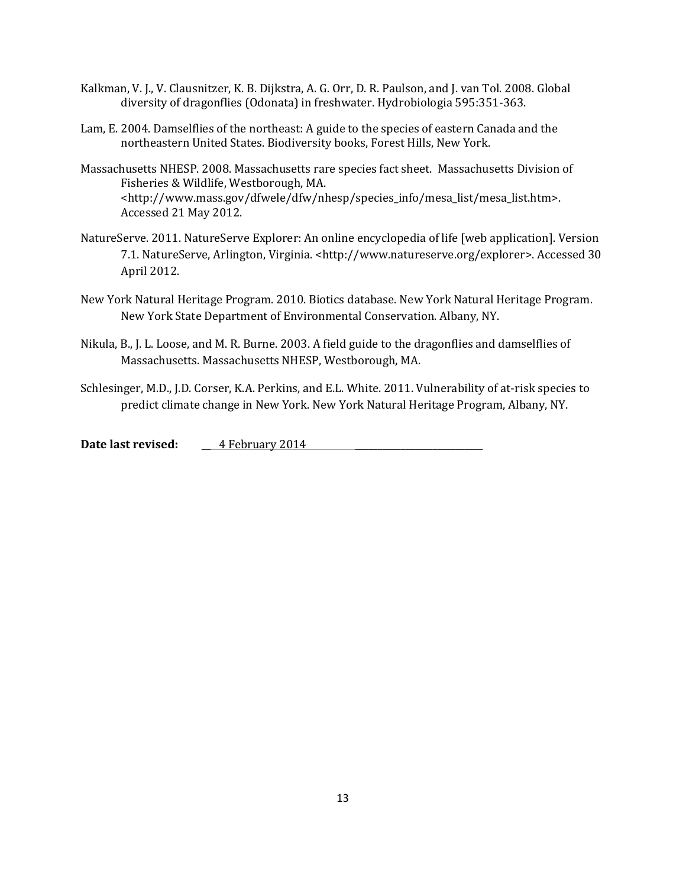Kalkman, V. J., V. Clausnitzer, K. B. Dijkstra, A. G. Orr, D. R. Paulson, and J. van Tol. 2008. Global diversity of dragonflies (Odonata) in freshwater. Hydrobiologia 595:351-363.

Lam, E. 2004. Damselflies of the northeast: A guide to the species of eastern Canada and the northeastern United States. Biodiversity books, Forest Hills, New York.

Massachusetts NHESP. 2008. Massachusetts rare species fact sheet. Massachusetts Division of Fisheries & Wildlife, Westborough, MA. <http://www.mass.gov/dfwele/dfw/nhesp/species_info/mesa_list/mesa_list.htm>. Accessed 21 May 2012.

NatureServe. 2011. NatureServe Explorer: An online encyclopedia of life [web application]. Version 7.1. NatureServe, Arlington, Virginia. <http://www.natureserve.org/explorer>. Accessed 30 April 2012.

New York Natural Heritage Program. 2010. Biotics database. New York Natural Heritage Program. New York State Department of Environmental Conservation. Albany, NY.

Nikula, B., J. L. Loose, and M. R. Burne. 2003. A field guide to the dragonflies and damselflies of Massachusetts. Massachusetts NHESP, Westborough, MA.

Schlesinger, M.D., J.D. Corser, K.A. Perkins, and E.L. White. 2011. Vulnerability of at-risk species to predict climate change in New York. New York Natural Heritage Program, Albany, NY.

**Date last revised:** 4 February 2014